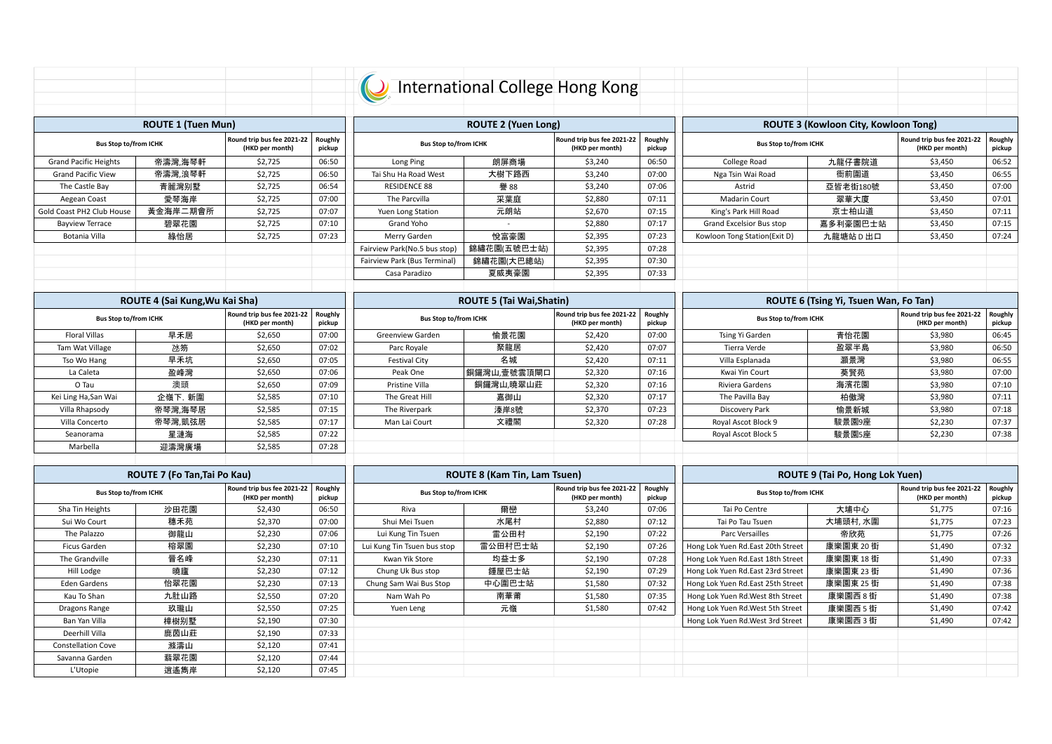# International College Hong Kong

## ROUTE 1 (Tuen Mun)

| Bus Stop to/from ICHK | | Round trip bus fee 2021-22 (HKD per month) | Roughly pickup |
|---|---|---|---|
| Grand Pacific Heights | 帝濤灣,海琴軒 | $2,725 | 06:50 |
| Grand Pacific View | 帝濤灣,浪琴軒 | $2,725 | 06:50 |
| The Castle Bay | 青龍灣別墅 | $2,725 | 06:54 |
| Aegean Coast | 愛琴海岸 | $2,725 | 07:00 |
| Gold Coast PH2 Club House | 黃金海岸二期會所 | $2,725 | 07:07 |
| Bayview Terrace | 碧翠花園 | $2,725 | 07:10 |
| Botania Villa | 綠怡居 | $2,725 | 07:23 |

## ROUTE 2 (Yuen Long)

| Bus Stop to/from ICHK | | Round trip bus fee 2021-22 (HKD per month) | Roughly pickup |
|---|---|---|---|
| Long Ping | 朗屏商場 | $3,240 | 06:50 |
| Tai Shu Ha Road West | 大樹下路西 | $3,240 | 07:00 |
| RESIDENCE 88 | 譽 88 | $3,240 | 07:06 |
| The Parcvilla | 采葉庭 | $2,880 | 07:11 |
| Yuen Long Station | 元朗站 | $2,670 | 07:15 |
| Grand Yoho | - | $2,880 | 07:17 |
| Merry Garden | 悅富豪園 | $2,395 | 07:23 |
| Fairview Park(No.5 bus stop) | 錦繡花園(五號巴士站) | $2,395 | 07:28 |
| Fairview Park (Bus Terminal) | 錦繡花園(大巴總站) | $2,395 | 07:30 |
| Casa Paradizo | 夏威夷豪園 | $2,395 | 07:33 |

## ROUTE 3 (Kowloon City, Kowloon Tong)

| Bus Stop to/from ICHK | | Round trip bus fee 2021-22 (HKD per month) | Roughly pickup |
|---|---|---|---|
| College Road | 九龍仔書院道 | $3,450 | 06:52 |
| Nga Tsin Wai Road | 衙前圍道 | $3,450 | 06:55 |
| Astrid | 亞皆老街180號 | $3,450 | 07:00 |
| Madarin Court | 翠華大廈 | $3,450 | 07:01 |
| King's Park Hill Road | 京士柏山道 | $3,450 | 07:11 |
| Grand Excelsior Bus stop | 嘉多利豪園巴士站 | $3,450 | 07:15 |
| Kowloon Tong Station(Exit D) | 九龍塘站 D 出口 | $3,450 | 07:24 |

## ROUTE 4 (Sai Kung,Wu Kai Sha)

| Bus Stop to/from ICHK | | Round trip bus fee 2021-22 (HKD per month) | Roughly pickup |
|---|---|---|---|
| Floral Villas | 早禾居 | $2,650 | 07:00 |
| Tam Wat Village | 氹笏 | $2,650 | 07:02 |
| Tso Wo Hang | 早禾坑 | $2,650 | 07:05 |
| La Caleta | 盈峰灣 | $2,650 | 07:06 |
| O Tau | 澳頭 | $2,650 | 07:09 |
| Kei Ling Ha,San Wai | 企嶺下, 新圍 | $2,585 | 07:10 |
| Villa Rhapsody | 帝琴灣,海琴居 | $2,585 | 07:15 |
| Villa Concerto | 帝琴灣,凱弦居 | $2,585 | 07:17 |
| Seanorama | 星漣海 | $2,585 | 07:22 |
| Marbella | 迎濤灣廣場 | $2,585 | 07:28 |

## ROUTE 5 (Tai Wai,Shatin)

| Bus Stop to/from ICHK | | Round trip bus fee 2021-22 (HKD per month) | Roughly pickup |
|---|---|---|---|
| Greenview Garden | 愉景花園 | $2,420 | 07:00 |
| Parc Royale | 翠龍居 | $2,420 | 07:07 |
| Festival City | 名城 | $2,420 | 07:11 |
| Peak One | 銅鑼灣山,壹號雲頂閘口 | $2,320 | 07:16 |
| Pristine Villa | 銅鑼灣山,曉翠山莊 | $2,320 | 07:16 |
| The Great Hill | 嘉御山 | $2,320 | 07:17 |
| The Riverpark | 溱岸8號 | $2,370 | 07:23 |
| Man Lai Court | 文禮閣 | $2,320 | 07:28 |

## ROUTE 6 (Tsing Yi, Tsuen Wan, Fo Tan)

| Bus Stop to/from ICHK | | Round trip bus fee 2021-22 (HKD per month) | Roughly pickup |
|---|---|---|---|
| Tsing Yi Garden | 青怡花園 | $3,980 | 06:45 |
| Tierra Verde | 盈翠半島 | $3,980 | 06:50 |
| Villa Esplanada | 灝景灣 | $3,980 | 06:55 |
| Kwai Yin Court | 葵賢苑 | $3,980 | 07:00 |
| Riviera Gardens | 海濱花園 | $3,980 | 07:10 |
| The Pavilla Bay | 柏傲灣 | $3,980 | 07:11 |
| Discovery Park | 愉景新城 | $3,980 | 07:18 |
| Royal Ascot Block 9 | 駿景園9座 | $2,230 | 07:37 |
| Royal Ascot Block 5 | 駿景園5座 | $2,230 | 07:38 |

## ROUTE 7 (Fo Tan,Tai Po Kau)

| Bus Stop to/from ICHK | | Round trip bus fee 2021-22 (HKD per month) | Roughly pickup |
|---|---|---|---|
| Sha Tin Heights | 沙田花園 | $2,430 | 06:50 |
| Sui Wo Court | 穗禾苑 | $2,370 | 07:00 |
| The Palazzo | 御龍山 | $2,230 | 07:06 |
| Ficus Garden | 榕翠園 | $2,230 | 07:10 |
| The Grandville | 晉名峰 | $2,230 | 07:11 |
| Hill Lodge | 曉廬 | $2,230 | 07:12 |
| Eden Gardens | 怡翠花園 | $2,230 | 07:13 |
| Kau To Shan | 九肚山路 | $2,550 | 07:20 |
| Dragons Range | 玖瓏山 | $2,550 | 07:25 |
| Ban Yan Villa | 樟樹別墅 | $2,190 | 07:30 |
| Deerhill Villa | 鹿茵山莊 | $2,190 | 07:33 |
| Constellation Cove | 滌濤山 | $2,120 | 07:41 |
| Savanna Garden | 翡翠花園 | $2,120 | 07:44 |
| L'Utopie | 逍遙雋岸 | $2,120 | 07:45 |

## ROUTE 8 (Kam Tin, Lam Tsuen)

| Bus Stop to/from ICHK | | Round trip bus fee 2021-22 (HKD per month) | Roughly pickup |
|---|---|---|---|
| Riva | 爾巒 | $3,240 | 07:06 |
| Shui Mei Tsuen | 水尾村 | $2,880 | 07:12 |
| Lui Kung Tin Tsuen | 雷公田村 | $2,190 | 07:22 |
| Lui Kung Tin Tsuen bus stop | 雷公田村巴士站 | $2,190 | 07:26 |
| Kwan Yik Store | 均益士多 | $2,190 | 07:28 |
| Chung Uk Bus stop | 鍾屋巴士站 | $2,190 | 07:29 |
| Chung Sam Wai Bus Stop | 中心圍巴士站 | $1,580 | 07:32 |
| Nam Wah Po | 南華莆 | $1,580 | 07:35 |
| Yuen Leng | 元嶺 | $1,580 | 07:42 |

## ROUTE 9 (Tai Po, Hong Lok Yuen)

| Bus Stop to/from ICHK | | Round trip bus fee 2021-22 (HKD per month) | Roughly pickup |
|---|---|---|---|
| Tai Po Centre | 大埔中心 | $1,775 | 07:16 |
| Tai Po Tau Tsuen | 大埔頭村, 水圍 | $1,775 | 07:23 |
| Parc Versailles | 帝欣苑 | $1,775 | 07:26 |
| Hong Lok Yuen Rd.East 20th Street | 康樂園東 20 街 | $1,490 | 07:32 |
| Hong Lok Yuen Rd.East 18th Street | 康樂園東 18 街 | $1,490 | 07:33 |
| Hong Lok Yuen Rd.East 23rd Street | 康樂園東 23 街 | $1,490 | 07:36 |
| Hong Lok Yuen Rd.East 25th Street | 康樂園東 25 街 | $1,490 | 07:38 |
| Hong Lok Yuen Rd.West 8th Street | 康樂園西 8 街 | $1,490 | 07:38 |
| Hong Lok Yuen Rd.West 5th Street | 康樂園西 5 街 | $1,490 | 07:42 |
| Hong Lok Yuen Rd.West 3rd Street | 康樂園西 3 街 | $1,490 | 07:42 |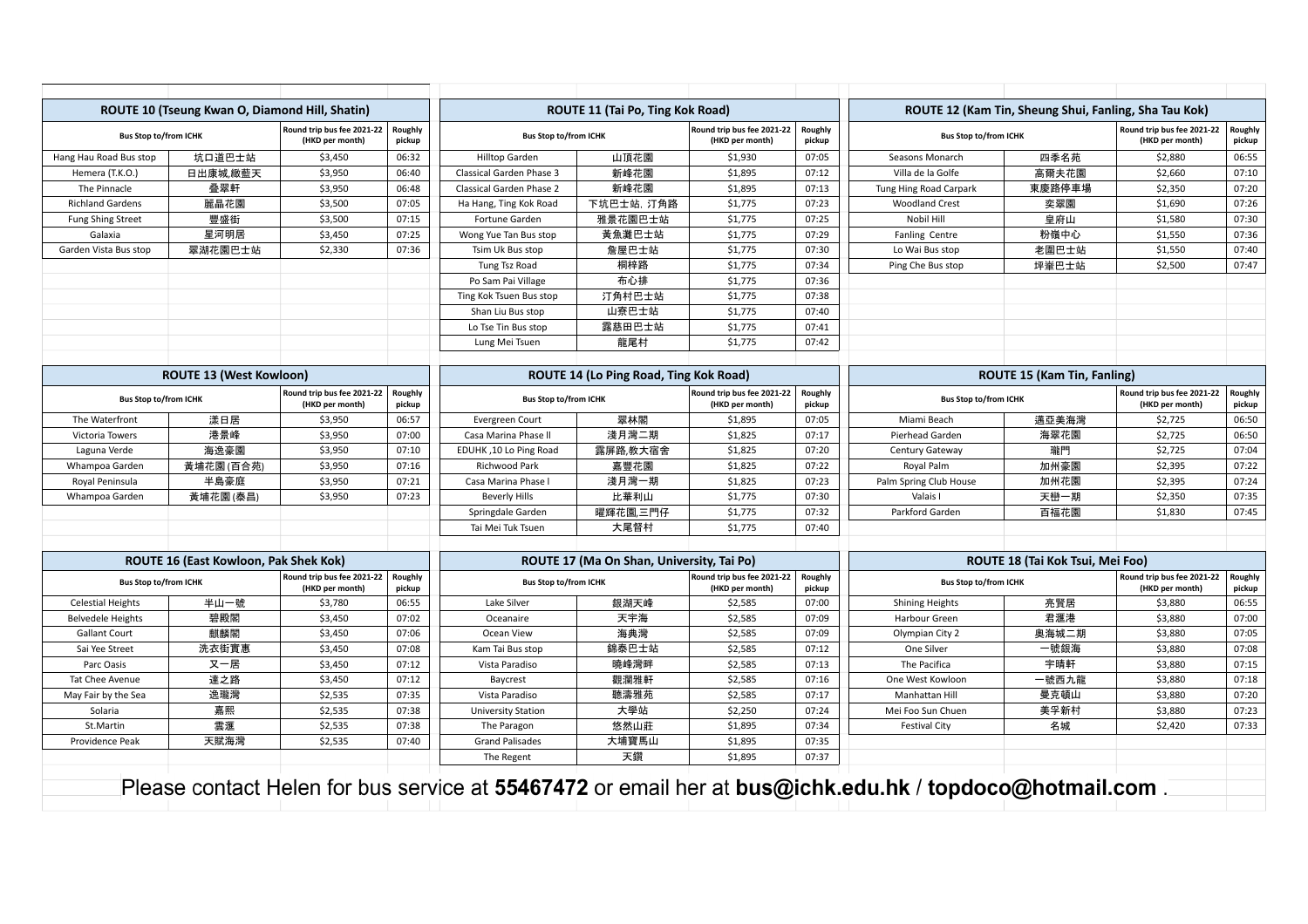## ROUTE 10 (Tseung Kwan O, Diamond Hill, Shatin)

| Bus Stop to/from ICHK | | Round trip bus fee 2021-22 (HKD per month) | Roughly pickup |
|---|---|---|---|
| Hang Hau Road Bus stop | 坑口道巴士站 | $3,450 | 06:32 |
| Hemera (T.K.O.) | 日出康城,緻藍天 | $3,950 | 06:40 |
| The Pinnacle | 疊翠軒 | $3,950 | 06:48 |
| Richland Gardens | 麗晶花園 | $3,500 | 07:05 |
| Fung Shing Street | 豐盛街 | $3,500 | 07:15 |
| Galaxia | 星河明居 | $3,450 | 07:25 |
| Garden Vista Bus stop | 翠湖花園巴士站 | $2,330 | 07:36 |

## ROUTE 11 (Tai Po, Ting Kok Road)

| Bus Stop to/from ICHK | | Round trip bus fee 2021-22 (HKD per month) | Roughly pickup |
|---|---|---|---|
| Hilltop Garden | 山頂花園 | $1,930 | 07:05 |
| Classical Garden Phase 3 | 新峰花園 | $1,895 | 07:12 |
| Classical Garden Phase 2 | 新峰花園 | $1,895 | 07:13 |
| Ha Hang, Ting Kok Road | 下坑巴士站, 汀角路 | $1,775 | 07:23 |
| Fortune Garden | 雅景花園巴士站 | $1,775 | 07:25 |
| Wong Yue Tan Bus stop | 黃魚灘巴士站 | $1,775 | 07:29 |
| Tsim Uk Bus stop | 詹屋巴士站 | $1,775 | 07:30 |
| Tung Tsz Road | 桐梓路 | $1,775 | 07:34 |
| Po Sam Pai Village | 布心排 | $1,775 | 07:36 |
| Ting Kok Tsuen Bus stop | 汀角村巴士站 | $1,775 | 07:38 |
| Shan Liu Bus stop | 山寮巴士站 | $1,775 | 07:40 |
| Lo Tse Tin Bus stop | 露慈田巴士站 | $1,775 | 07:41 |
| Lung Mei Tsuen | 龍尾村 | $1,775 | 07:42 |

## ROUTE 12 (Kam Tin, Sheung Shui, Fanling, Sha Tau Kok)

| Bus Stop to/from ICHK | | Round trip bus fee 2021-22 (HKD per month) | Roughly pickup |
|---|---|---|---|
| Seasons Monarch | 四季名苑 | $2,880 | 06:55 |
| Villa de la Golfe | 高爾夫花園 | $2,660 | 07:10 |
| Tung Hing Road Carpark | 東慶路停車場 | $2,350 | 07:20 |
| Woodland Crest | 奕翠園 | $1,690 | 07:26 |
| Nobil Hill | 皇府山 | $1,580 | 07:30 |
| Fanling Centre | 粉嶺中心 | $1,550 | 07:36 |
| Lo Wai Bus stop | 老圍巴士站 | $1,550 | 07:40 |
| Ping Che Bus stop | 坪輋巴士站 | $2,500 | 07:47 |

## ROUTE 13 (West Kowloon)

| Bus Stop to/from ICHK | | Round trip bus fee 2021-22 (HKD per month) | Roughly pickup |
|---|---|---|---|
| The Waterfront | 漾日居 | $3,950 | 06:57 |
| Victoria Towers | 港景峰 | $3,950 | 07:00 |
| Laguna Verde | 海逸豪園 | $3,950 | 07:10 |
| Whampoa Garden | 黃埔花園 (百合苑) | $3,950 | 07:16 |
| Royal Peninsula | 半島豪庭 | $3,950 | 07:21 |
| Whampoa Garden | 黃埔花園 (泰昌) | $3,950 | 07:23 |

## ROUTE 14 (Lo Ping Road, Ting Kok Road)

| Bus Stop to/from ICHK | | Round trip bus fee 2021-22 (HKD per month) | Roughly pickup |
|---|---|---|---|
| Evergreen Court | 翠林閣 | $1,895 | 07:05 |
| Casa Marina Phase II | 淺月灣二期 | $1,825 | 07:17 |
| EDUHK ,10 Lo Ping Road | 露屏路,教大宿舍 | $1,825 | 07:20 |
| Richwood Park | 嘉豐花園 | $1,825 | 07:22 |
| Casa Marina Phase I | 淺月灣一期 | $1,825 | 07:23 |
| Beverly Hills | 比華利山 | $1,775 | 07:30 |
| Springdale Garden | 曜暉花園,三門仔 | $1,775 | 07:32 |
| Tai Mei Tuk Tsuen | 大尾督村 | $1,775 | 07:40 |

## ROUTE 15 (Kam Tin, Fanling)

| Bus Stop to/from ICHK | | Round trip bus fee 2021-22 (HKD per month) | Roughly pickup |
|---|---|---|---|
| Miami Beach | 邁亞美海灣 | $2,725 | 06:50 |
| Pierhead Garden | 海翠花園 | $2,725 | 06:50 |
| Century Gateway | 瓏門 | $2,725 | 07:04 |
| Royal Palm | 加州豪園 | $2,395 | 07:22 |
| Palm Spring Club House | 加州花園 | $2,395 | 07:24 |
| Valais I | 天巒一期 | $2,350 | 07:35 |
| Parkford Garden | 百福花園 | $1,830 | 07:45 |

## ROUTE 16 (East Kowloon, Pak Shek Kok)

| Bus Stop to/from ICHK | | Round trip bus fee 2021-22 (HKD per month) | Roughly pickup |
|---|---|---|---|
| Celestial Heights | 半山一號 | $3,780 | 06:55 |
| Belvedele Heights | 碧殿閣 | $3,450 | 07:02 |
| Gallant Court | 麒麟閣 | $3,450 | 07:06 |
| Sai Yee Street | 洗衣街實惠 | $3,450 | 07:08 |
| Parc Oasis | 又一居 | $3,450 | 07:12 |
| Tat Chee Avenue | 達之路 | $3,450 | 07:12 |
| May Fair by the Sea | 逸瓏灣 | $2,535 | 07:35 |
| Solaria | 嘉熙 | $2,535 | 07:38 |
| St.Martin | 雲滙 | $2,535 | 07:38 |
| Providence Peak | 天賦海灣 | $2,535 | 07:40 |

## ROUTE 17 (Ma On Shan, University, Tai Po)

| Bus Stop to/from ICHK | | Round trip bus fee 2021-22 (HKD per month) | Roughly pickup |
|---|---|---|---|
| Lake Silver | 銀湖天峰 | $2,585 | 07:00 |
| Oceanaire | 天宇海 | $2,585 | 07:09 |
| Ocean View | 海典灣 | $2,585 | 07:09 |
| Kam Tai Bus stop | 錦泰巴士站 | $2,585 | 07:12 |
| Vista Paradiso | 曉峰灣畔 | $2,585 | 07:13 |
| Baycrest | 觀瀾雅軒 | $2,585 | 07:16 |
| Vista Paradiso | 聽濤雅苑 | $2,585 | 07:17 |
| University Station | 大學站 | $2,250 | 07:24 |
| The Paragon | 悠然山莊 | $1,895 | 07:34 |
| Grand Palisades | 大埔寶馬山 | $1,895 | 07:35 |
| The Regent | 天鑽 | $1,895 | 07:37 |

## ROUTE 18 (Tai Kok Tsui, Mei Foo)

| Bus Stop to/from ICHK | | Round trip bus fee 2021-22 (HKD per month) | Roughly pickup |
|---|---|---|---|
| Shining Heights | 亮賢居 | $3,880 | 06:55 |
| Harbour Green | 君滙港 | $3,880 | 07:00 |
| Olympian City 2 | 奧海城二期 | $3,880 | 07:05 |
| One Silver | 一號銀海 | $3,880 | 07:08 |
| The Pacifica | 宇晴軒 | $3,880 | 07:15 |
| One West Kowloon | 一號西九龍 | $3,880 | 07:18 |
| Manhattan Hill | 曼克頓山 | $3,880 | 07:20 |
| Mei Foo Sun Chuen | 美孚新村 | $3,880 | 07:23 |
| Festival City | 名城 | $2,420 | 07:33 |

Please contact Helen for bus service at **55467472** or email her at **bus@ichk.edu.hk** / **topdoco@hotmail.com** .